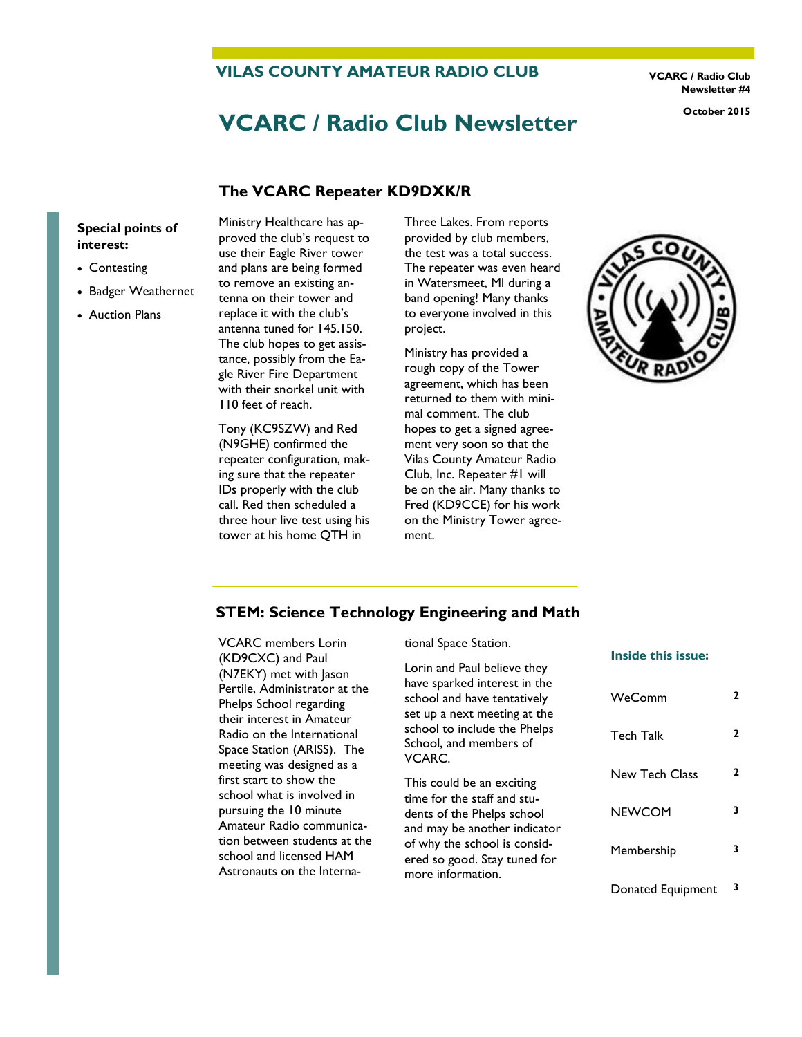VILAS COUNTY AMATEUR RADIO CLUB

VCARC / Radio Club Newsletter #4

October 2015

# VCARC / Radio Club Newsletter

**Special points of interest:**

- Contesting
- Badger Weathernet
- Auction Plans

## The VCARC Repeater KD9DXK/R

Ministry Healthcare has approved the club's request to use their Eagle River tower and plans are being formed to remove an existing antenna on their tower and replace it with the club's antenna tuned for 145.150. The club hopes to get assistance, possibly from the Eagle River Fire Department with their snorkel unit with 110 feet of reach.

Tony (KC9SZW) and Red (N9GHE) confirmed the repeater configuration, making sure that the repeater IDs properly with the club call. Red then scheduled a three hour live test using his tower at his home QTH in Three Lakes. From reports provided by club members, the test was a total success. The repeater was even heard in Watersmeet, MI during a band opening! Many thanks to everyone involved in this project.

Ministry has provided a rough copy of the Tower agreement, which has been returned to them with minimal comment. The club hopes to get a signed agreement very soon so that the Vilas County Amateur Radio Club, Inc. Repeater #1 will be on the air. Many thanks to Fred (KD9CCE) for his work on the Ministry Tower agreement.

## STEM: Science Technology Engineering and Math

VCARC members Lorin (KD9CXC) and Paul (N7EKY) met with Jason Pertile, Administrator at the Phelps School regarding their interest in Amateur Radio on the International Space Station (ARISS). The meeting was designed as a first start to show the school what is involved in pursuing the 10 minute Amateur Radio communication between students at the school and licensed HAM Astronauts on the International Space Station.

Lorin and Paul believe they have sparked interest in the school and have tentatively set up a next meeting at the school to include the Phelps School, and members of VCARC.

This could be an exciting time for the staff and students of the Phelps school and may be another indicator of why the school is considered so good. Stay tuned for more information.

**Inside this issue:**

| | |
|---|---|
| WeComm | 2 |
| Tech Talk | 2 |
| New Tech Class | 2 |
| NEWCOM | 3 |
| Membership | 3 |
| Donated Equipment | 3 |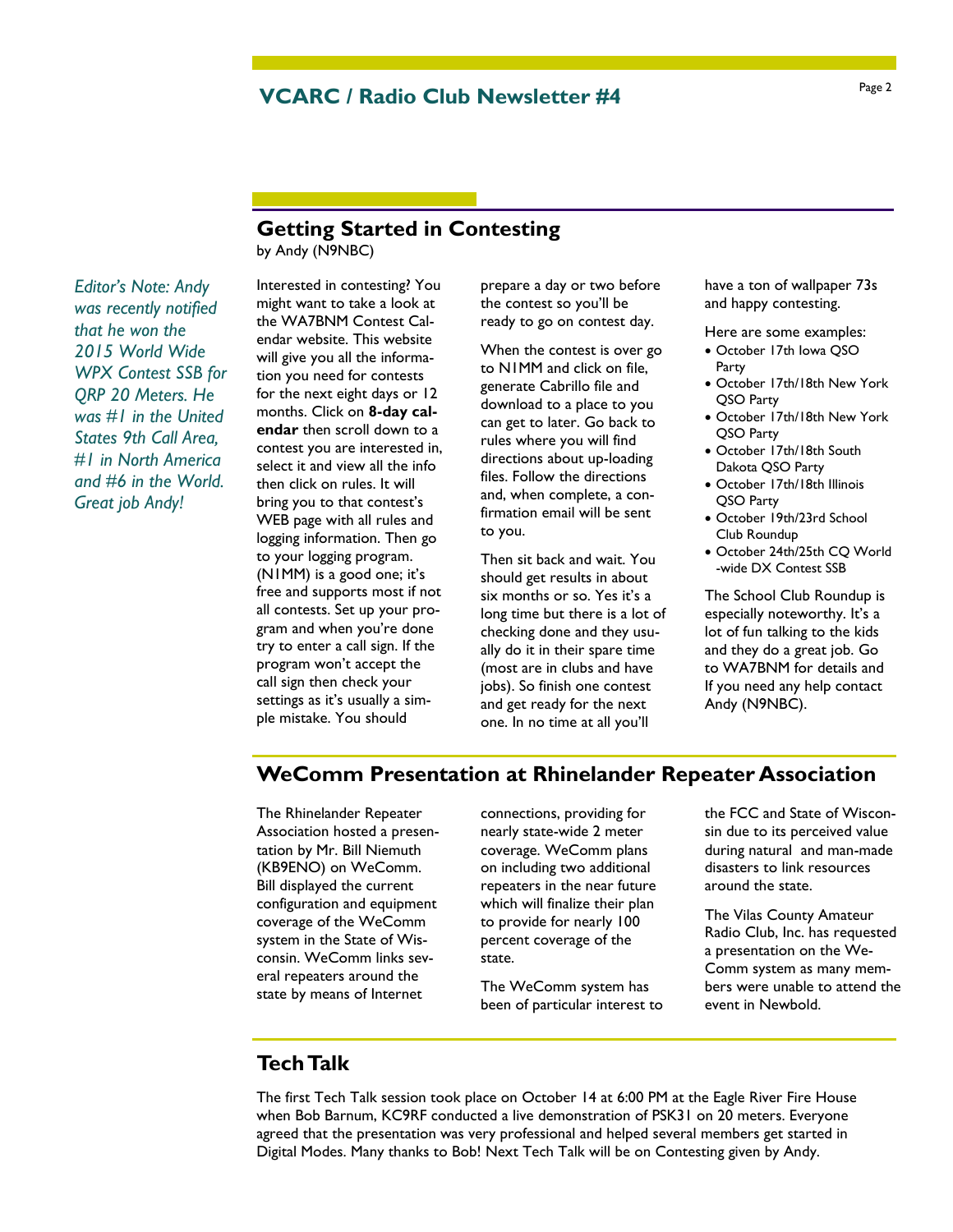## Getting Started in Contesting

by Andy (N9NBC)

*Editor's Note: Andy was recently notified that he won the 2015 World Wide WPX Contest SSB for QRP 20 Meters. He was #1 in the United States 9th Call Area, #1 in North America and #6 in the World. Great job Andy!*

Interested in contesting? You might want to take a look at the WA7BNM Contest Calendar website. This website will give you all the information you need for contests for the next eight days or 12 months. Click on **8-day calendar** then scroll down to a contest you are interested in, select it and view all the info then click on rules. It will bring you to that contest's WEB page with all rules and logging information. Then go to your logging program. (N1MM) is a good one; it's free and supports most if not all contests. Set up your program and when you're done try to enter a call sign. If the program won't accept the call sign then check your settings as it's usually a simple mistake. You should prepare a day or two before the contest so you'll be ready to go on contest day.

When the contest is over go to N1MM and click on file, generate Cabrillo file and download to a place to you can get to later. Go back to rules where you will find directions about up-loading files. Follow the directions and, when complete, a confirmation email will be sent to you.

Then sit back and wait. You should get results in about six months or so. Yes it's a long time but there is a lot of checking done and they usually do it in their spare time (most are in clubs and have jobs). So finish one contest and get ready for the next one. In no time at all you'll have a ton of wallpaper 73s and happy contesting.

Here are some examples:

- October 17th Iowa QSO Party
- October 17th/18th New York QSO Party
- October 17th/18th New York QSO Party
- October 17th/18th South Dakota QSO Party
- October 17th/18th Illinois QSO Party
- October 19th/23rd School Club Roundup
- October 24th/25th CQ World -wide DX Contest SSB

The School Club Roundup is especially noteworthy. It's a lot of fun talking to the kids and they do a great job. Go to WA7BNM for details and If you need any help contact Andy (N9NBC).

## WeComm Presentation at Rhinelander Repeater Association

The Rhinelander Repeater Association hosted a presentation by Mr. Bill Niemuth (KB9ENO) on WeComm. Bill displayed the current configuration and equipment coverage of the WeComm system in the State of Wisconsin. WeComm links several repeaters around the state by means of Internet connections, providing for nearly state-wide 2 meter coverage. WeComm plans on including two additional repeaters in the near future which will finalize their plan to provide for nearly 100 percent coverage of the state.

The WeComm system has been of particular interest to the FCC and State of Wisconsin due to its perceived value during natural and man-made disasters to link resources around the state.

The Vilas County Amateur Radio Club, Inc. has requested a presentation on the WeComm system as many members were unable to attend the event in Newbold.

## Tech Talk

The first Tech Talk session took place on October 14 at 6:00 PM at the Eagle River Fire House when Bob Barnum, KC9RF conducted a live demonstration of PSK31 on 20 meters. Everyone agreed that the presentation was very professional and helped several members get started in Digital Modes. Many thanks to Bob! Next Tech Talk will be on Contesting given by Andy.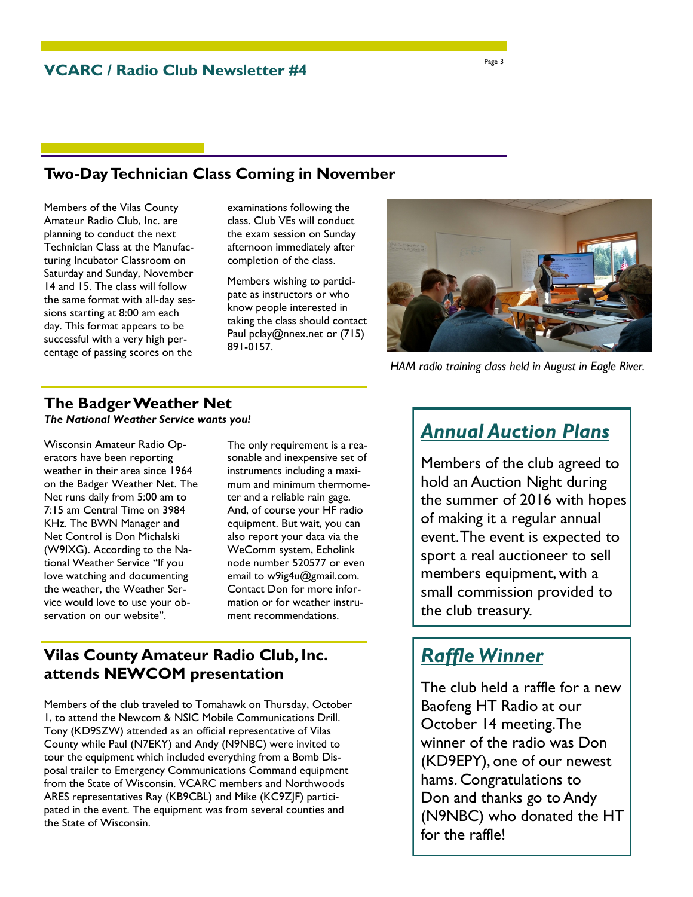## Two-Day Technician Class Coming in November

Members of the Vilas County Amateur Radio Club, Inc. are planning to conduct the next Technician Class at the Manufacturing Incubator Classroom on Saturday and Sunday, November 14 and 15. The class will follow the same format with all-day sessions starting at 8:00 am each day. This format appears to be successful with a very high percentage of passing scores on the examinations following the class. Club VEs will conduct the exam session on Sunday afternoon immediately after completion of the class.

Members wishing to participate as instructors or who know people interested in taking the class should contact Paul pclay@nnex.net or (715) 891-0157.

*HAM radio training class held in August in Eagle River.*

## The Badger Weather Net

***The National Weather Service wants you!***

Wisconsin Amateur Radio Operators have been reporting weather in their area since 1964 on the Badger Weather Net. The Net runs daily from 5:00 am to 7:15 am Central Time on 3984 KHz. The BWN Manager and Net Control is Don Michalski (W9IXG). According to the National Weather Service "If you love watching and documenting the weather, the Weather Service would love to use your observation on our website".

The only requirement is a reasonable and inexpensive set of instruments including a maximum and minimum thermometer and a reliable rain gage. And, of course your HF radio equipment. But wait, you can also report your data via the WeComm system, Echolink node number 520577 or even email to w9ig4u@gmail.com. Contact Don for more information or for weather instrument recommendations.

## Vilas County Amateur Radio Club, Inc. attends NEWCOM presentation

Members of the club traveled to Tomahawk on Thursday, October 1, to attend the Newcom & NSIC Mobile Communications Drill. Tony (KD9SZW) attended as an official representative of Vilas County while Paul (N7EKY) and Andy (N9NBC) were invited to tour the equipment which included everything from a Bomb Disposal trailer to Emergency Communications Command equipment from the State of Wisconsin. VCARC members and Northwoods ARES representatives Ray (KB9CBL) and Mike (KC9ZJF) participated in the event. The equipment was from several counties and the State of Wisconsin.

## *Annual Auction Plans*

Members of the club agreed to hold an Auction Night during the summer of 2016 with hopes of making it a regular annual event. The event is expected to sport a real auctioneer to sell members equipment, with a small commission provided to the club treasury.

## *Raffle Winner*

The club held a raffle for a new Baofeng HT Radio at our October 14 meeting. The winner of the radio was Don (KD9EPY), one of our newest hams. Congratulations to Don and thanks go to Andy (N9NBC) who donated the HT for the raffle!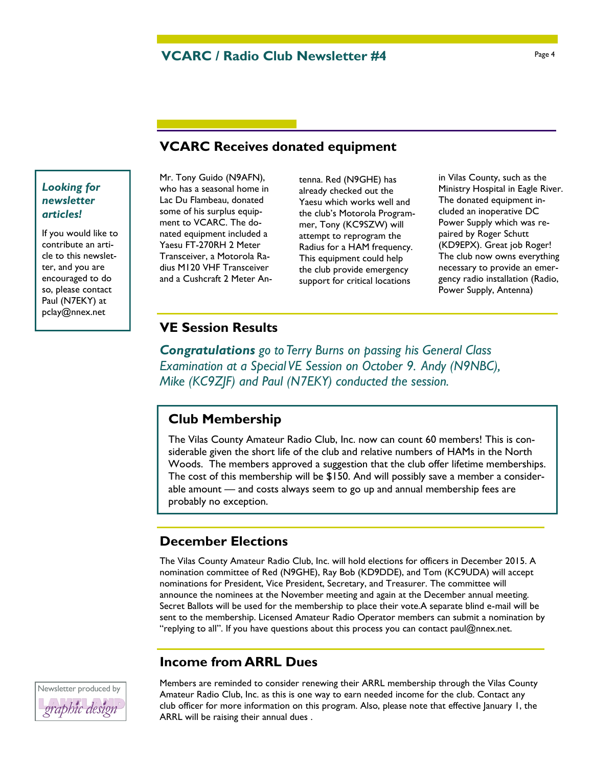## VCARC Receives donated equipment

Mr. Tony Guido (N9AFN), who has a seasonal home in Lac Du Flambeau, donated some of his surplus equipment to VCARC. The donated equipment included a Yaesu FT-270RH 2 Meter Transceiver, a Motorola Radius M120 VHF Transceiver and a Cushcraft 2 Meter Antenna. Red (N9GHE) has already checked out the Yaesu which works well and the club's Motorola Programmer, Tony (KC9SZW) will attempt to reprogram the Radius for a HAM frequency. This equipment could help the club provide emergency support for critical locations in Vilas County, such as the Ministry Hospital in Eagle River. The donated equipment included an inoperative DC Power Supply which was repaired by Roger Schutt (KD9EPX). Great job Roger! The club now owns everything necessary to provide an emergency radio installation (Radio, Power Supply, Antenna)

***Looking for newsletter articles!***

If you would like to contribute an article to this newsletter, and you are encouraged to do so, please contact Paul (N7EKY) at pclay@nnex.net

## VE Session Results

***Congratulations*** *go to Terry Burns on passing his General Class Examination at a Special VE Session on October 9. Andy (N9NBC), Mike (KC9ZJF) and Paul (N7EKY) conducted the session.*

## Club Membership

The Vilas County Amateur Radio Club, Inc. now can count 60 members! This is considerable given the short life of the club and relative numbers of HAMs in the North Woods. The members approved a suggestion that the club offer lifetime memberships. The cost of this membership will be $150. And will possibly save a member a considerable amount — and costs always seem to go up and annual membership fees are probably no exception.

## December Elections

The Vilas County Amateur Radio Club, Inc. will hold elections for officers in December 2015. A nomination committee of Red (N9GHE), Ray Bob (KD9DDE), and Tom (KC9UDA) will accept nominations for President, Vice President, Secretary, and Treasurer. The committee will announce the nominees at the November meeting and again at the December annual meeting. Secret Ballots will be used for the membership to place their vote.A separate blind e-mail will be sent to the membership. Licensed Amateur Radio Operator members can submit a nomination by "replying to all". If you have questions about this process you can contact paul@nnex.net.

## Income from ARRL Dues

Members are reminded to consider renewing their ARRL membership through the Vilas County Amateur Radio Club, Inc. as this is one way to earn needed income for the club. Contact any club officer for more information on this program. Also, please note that effective January 1, the ARRL will be raising their annual dues .

Newsletter produced by LAKELAND graphic design